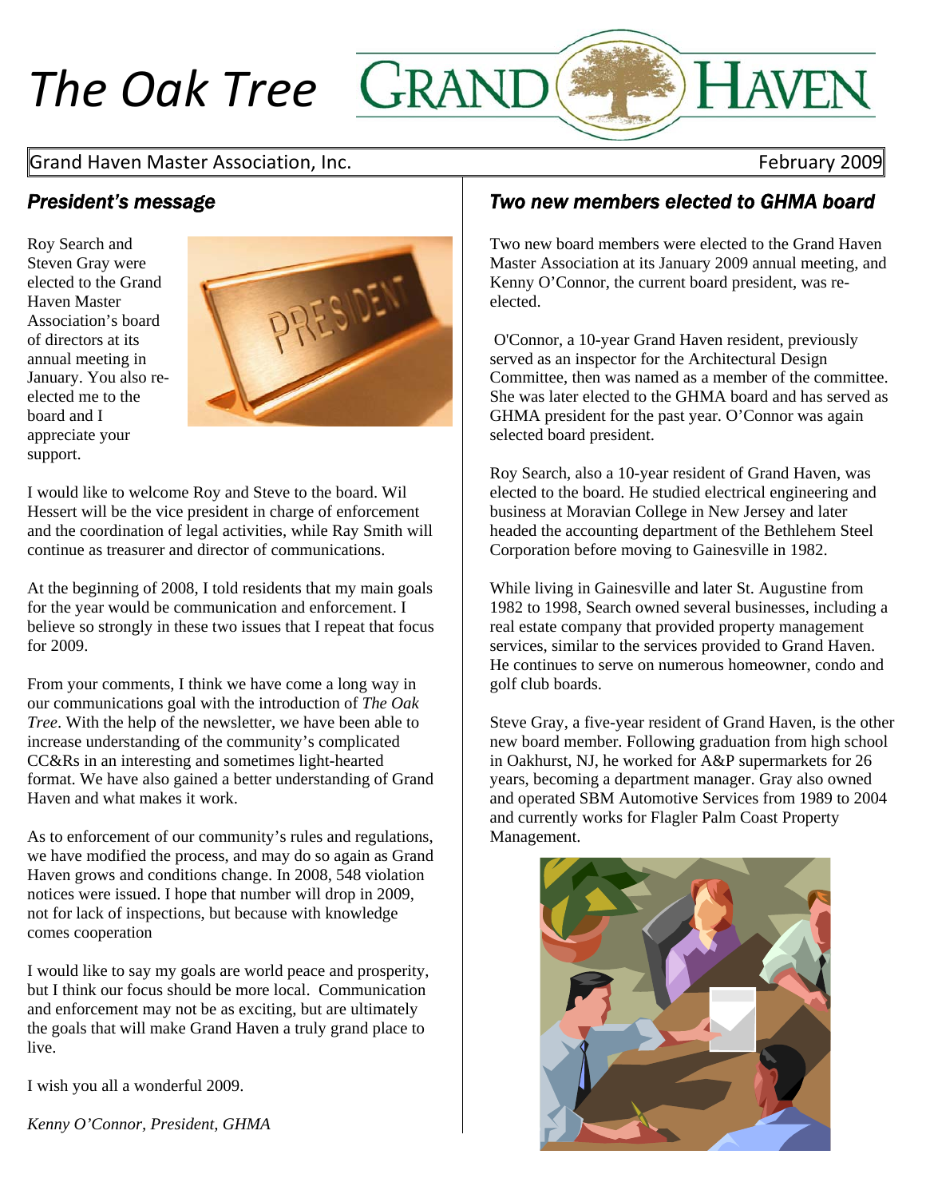# The Oak Tree

Grand Haven Master Association, Inc. February 2009

## *President's message*

Roy Search and Steven Gray were elected to the Grand Haven Master Association's board of directors at its annual meeting in January. You also re-elected me to the board and I appreciate your support.

I would like to welcome Roy and Steve to the board. Wil Hessert will be the vice president in charge of enforcement and the coordination of legal activities, while Ray Smith will continue as treasurer and director of communications.

At the beginning of 2008, I told residents that my main goals for the year would be communication and enforcement. I believe so strongly in these two issues that I repeat that focus for 2009.

From your comments, I think we have come a long way in our communications goal with the introduction of *The Oak Tree*. With the help of the newsletter, we have been able to increase understanding of the community's complicated CC&Rs in an interesting and sometimes light-hearted format. We have also gained a better understanding of Grand Haven and what makes it work.

As to enforcement of our community's rules and regulations, we have modified the process, and may do so again as Grand Haven grows and conditions change. In 2008, 548 violation notices were issued. I hope that number will drop in 2009, not for lack of inspections, but because with knowledge comes cooperation

I would like to say my goals are world peace and prosperity, but I think our focus should be more local. Communication and enforcement may not be as exciting, but are ultimately the goals that will make Grand Haven a truly grand place to live.

I wish you all a wonderful 2009.

*Kenny O'Connor, President, GHMA*

## *Two new members elected to GHMA board*

Two new board members were elected to the Grand Haven Master Association at its January 2009 annual meeting, and Kenny O'Connor, the current board president, was re-elected.

O'Connor, a 10-year Grand Haven resident, previously served as an inspector for the Architectural Design Committee, then was named as a member of the committee. She was later elected to the GHMA board and has served as GHMA president for the past year. O'Connor was again selected board president.

Roy Search, also a 10-year resident of Grand Haven, was elected to the board. He studied electrical engineering and business at Moravian College in New Jersey and later headed the accounting department of the Bethlehem Steel Corporation before moving to Gainesville in 1982.

While living in Gainesville and later St. Augustine from 1982 to 1998, Search owned several businesses, including a real estate company that provided property management services, similar to the services provided to Grand Haven. He continues to serve on numerous homeowner, condo and golf club boards.

Steve Gray, a five-year resident of Grand Haven, is the other new board member. Following graduation from high school in Oakhurst, NJ, he worked for A&P supermarkets for 26 years, becoming a department manager. Gray also owned and operated SBM Automotive Services from 1989 to 2004 and currently works for Flagler Palm Coast Property Management.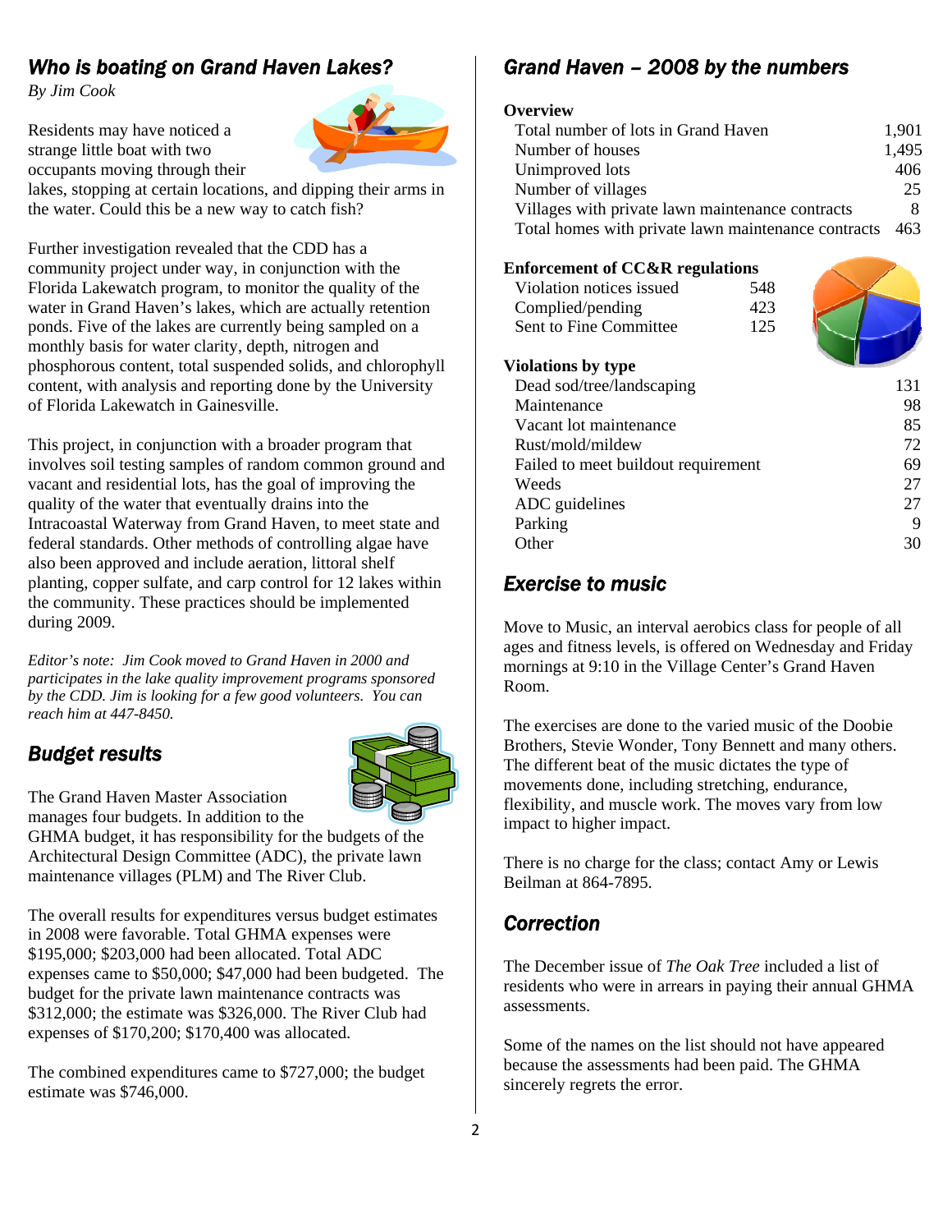## *Who is boating on Grand Haven Lakes?*

*By Jim Cook*

Residents may have noticed a strange little boat with two occupants moving through their lakes, stopping at certain locations, and dipping their arms in the water. Could this be a new way to catch fish?

Further investigation revealed that the CDD has a community project under way, in conjunction with the Florida Lakewatch program, to monitor the quality of the water in Grand Haven's lakes, which are actually retention ponds. Five of the lakes are currently being sampled on a monthly basis for water clarity, depth, nitrogen and phosphorous content, total suspended solids, and chlorophyll content, with analysis and reporting done by the University of Florida Lakewatch in Gainesville.

This project, in conjunction with a broader program that involves soil testing samples of random common ground and vacant and residential lots, has the goal of improving the quality of the water that eventually drains into the Intracoastal Waterway from Grand Haven, to meet state and federal standards. Other methods of controlling algae have also been approved and include aeration, littoral shelf planting, copper sulfate, and carp control for 12 lakes within the community. These practices should be implemented during 2009.

*Editor's note: Jim Cook moved to Grand Haven in 2000 and participates in the lake quality improvement programs sponsored by the CDD. Jim is looking for a few good volunteers. You can reach him at 447-8450.*

## *Budget results*

The Grand Haven Master Association manages four budgets. In addition to the GHMA budget, it has responsibility for the budgets of the Architectural Design Committee (ADC), the private lawn maintenance villages (PLM) and The River Club.

The overall results for expenditures versus budget estimates in 2008 were favorable. Total GHMA expenses were $195,000; $203,000 had been allocated. Total ADC expenses came to $50,000; $47,000 had been budgeted. The budget for the private lawn maintenance contracts was $312,000; the estimate was $326,000. The River Club had expenses of $170,200; $170,400 was allocated.

The combined expenditures came to $727,000; the budget estimate was $746,000.

## *Grand Haven – 2008 by the numbers*

**Overview**

| | |
|---|---|
| Total number of lots in Grand Haven | 1,901 |
| Number of houses | 1,495 |
| Unimproved lots | 406 |
| Number of villages | 25 |
| Villages with private lawn maintenance contracts | 8 |
| Total homes with private lawn maintenance contracts | 463 |

**Enforcement of CC&R regulations**

| | |
|---|---|
| Violation notices issued | 548 |
| Complied/pending | 423 |
| Sent to Fine Committee | 125 |

**Violations by type**

| | |
|---|---|
| Dead sod/tree/landscaping | 131 |
| Maintenance | 98 |
| Vacant lot maintenance | 85 |
| Rust/mold/mildew | 72 |
| Failed to meet buildout requirement | 69 |
| Weeds | 27 |
| ADC guidelines | 27 |
| Parking | 9 |
| Other | 30 |

## *Exercise to music*

Move to Music, an interval aerobics class for people of all ages and fitness levels, is offered on Wednesday and Friday mornings at 9:10 in the Village Center's Grand Haven Room.

The exercises are done to the varied music of the Doobie Brothers, Stevie Wonder, Tony Bennett and many others. The different beat of the music dictates the type of movements done, including stretching, endurance, flexibility, and muscle work. The moves vary from low impact to higher impact.

There is no charge for the class; contact Amy or Lewis Beilman at 864-7895.

## *Correction*

The December issue of *The Oak Tree* included a list of residents who were in arrears in paying their annual GHMA assessments.

Some of the names on the list should not have appeared because the assessments had been paid. The GHMA sincerely regrets the error.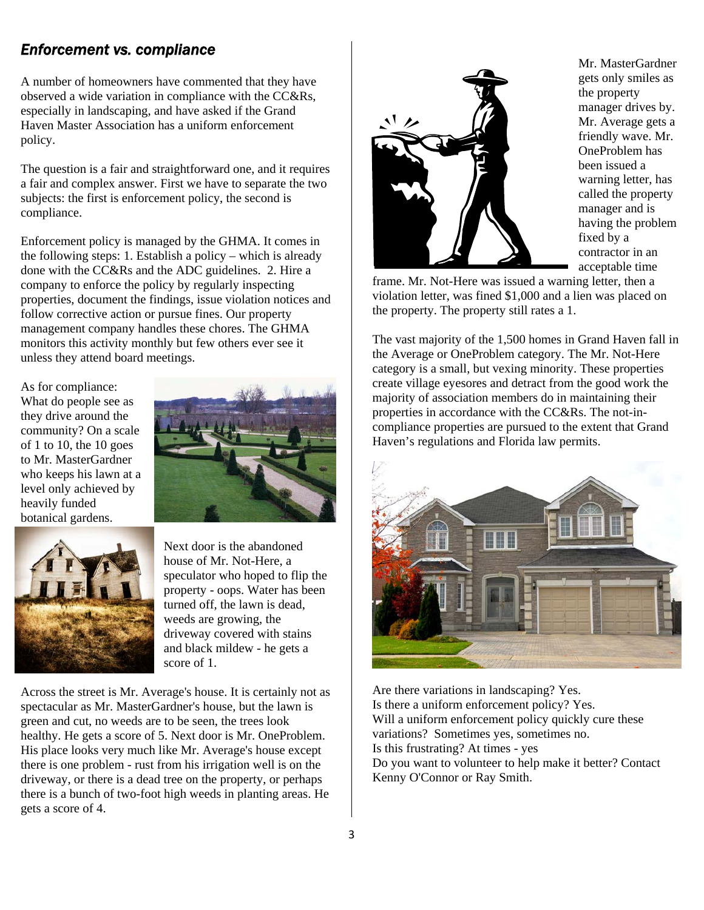## *Enforcement vs. compliance*

A number of homeowners have commented that they have observed a wide variation in compliance with the CC&Rs, especially in landscaping, and have asked if the Grand Haven Master Association has a uniform enforcement policy.

The question is a fair and straightforward one, and it requires a fair and complex answer. First we have to separate the two subjects: the first is enforcement policy, the second is compliance.

Enforcement policy is managed by the GHMA. It comes in the following steps: 1. Establish a policy – which is already done with the CC&Rs and the ADC guidelines. 2. Hire a company to enforce the policy by regularly inspecting properties, document the findings, issue violation notices and follow corrective action or pursue fines. Our property management company handles these chores. The GHMA monitors this activity monthly but few others ever see it unless they attend board meetings.

As for compliance: What do people see as they drive around the community? On a scale of 1 to 10, the 10 goes to Mr. MasterGardner who keeps his lawn at a level only achieved by heavily funded botanical gardens.

Next door is the abandoned house of Mr. Not-Here, a speculator who hoped to flip the property - oops. Water has been turned off, the lawn is dead, weeds are growing, the driveway covered with stains and black mildew - he gets a score of 1.

Across the street is Mr. Average's house. It is certainly not as spectacular as Mr. MasterGardner's house, but the lawn is green and cut, no weeds are to be seen, the trees look healthy. He gets a score of 5. Next door is Mr. OneProblem. His place looks very much like Mr. Average's house except there is one problem - rust from his irrigation well is on the driveway, or there is a dead tree on the property, or perhaps there is a bunch of two-foot high weeds in planting areas. He gets a score of 4.

Mr. MasterGardner gets only smiles as the property manager drives by. Mr. Average gets a friendly wave. Mr. OneProblem has been issued a warning letter, has called the property manager and is having the problem fixed by a contractor in an acceptable time frame. Mr. Not-Here was issued a warning letter, then a violation letter, was fined $1,000 and a lien was placed on the property. The property still rates a 1.

The vast majority of the 1,500 homes in Grand Haven fall in the Average or OneProblem category. The Mr. Not-Here category is a small, but vexing minority. These properties create village eyesores and detract from the good work the majority of association members do in maintaining their properties in accordance with the CC&Rs. The not-in-compliance properties are pursued to the extent that Grand Haven's regulations and Florida law permits.

Are there variations in landscaping? Yes.
Is there a uniform enforcement policy? Yes.
Will a uniform enforcement policy quickly cure these variations? Sometimes yes, sometimes no.
Is this frustrating? At times - yes
Do you want to volunteer to help make it better? Contact Kenny O'Connor or Ray Smith.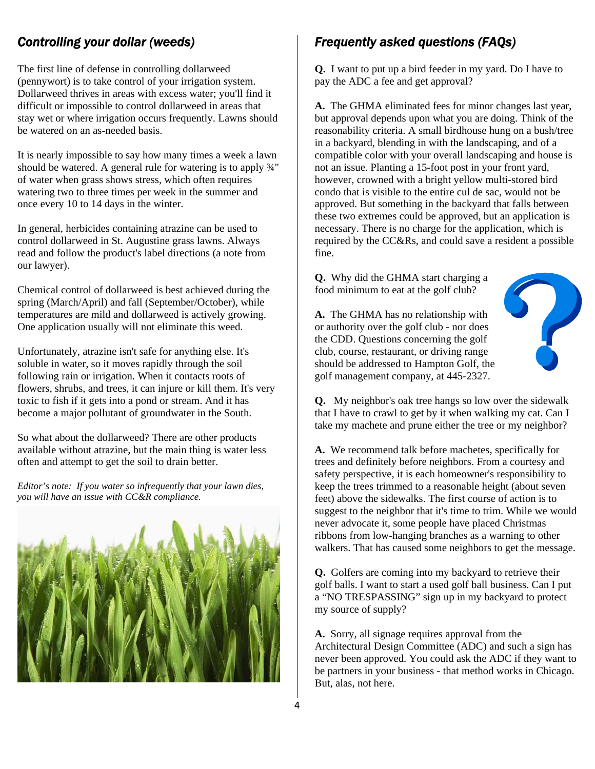## *Controlling your dollar (weeds)*

The first line of defense in controlling dollarweed (pennywort) is to take control of your irrigation system. Dollarweed thrives in areas with excess water; you'll find it difficult or impossible to control dollarweed in areas that stay wet or where irrigation occurs frequently. Lawns should be watered on an as-needed basis.

It is nearly impossible to say how many times a week a lawn should be watered. A general rule for watering is to apply ¾" of water when grass shows stress, which often requires watering two to three times per week in the summer and once every 10 to 14 days in the winter.

In general, herbicides containing atrazine can be used to control dollarweed in St. Augustine grass lawns. Always read and follow the product's label directions (a note from our lawyer).

Chemical control of dollarweed is best achieved during the spring (March/April) and fall (September/October), while temperatures are mild and dollarweed is actively growing. One application usually will not eliminate this weed.

Unfortunately, atrazine isn't safe for anything else. It's soluble in water, so it moves rapidly through the soil following rain or irrigation. When it contacts roots of flowers, shrubs, and trees, it can injure or kill them. It's very toxic to fish if it gets into a pond or stream. And it has become a major pollutant of groundwater in the South.

So what about the dollarweed? There are other products available without atrazine, but the main thing is water less often and attempt to get the soil to drain better.

*Editor's note: If you water so infrequently that your lawn dies, you will have an issue with CC&R compliance.*

## *Frequently asked questions (FAQs)*

**Q.** I want to put up a bird feeder in my yard. Do I have to pay the ADC a fee and get approval?

**A.** The GHMA eliminated fees for minor changes last year, but approval depends upon what you are doing. Think of the reasonability criteria. A small birdhouse hung on a bush/tree in a backyard, blending in with the landscaping, and of a compatible color with your overall landscaping and house is not an issue. Planting a 15-foot post in your front yard, however, crowned with a bright yellow multi-stored bird condo that is visible to the entire cul de sac, would not be approved. But something in the backyard that falls between these two extremes could be approved, but an application is necessary. There is no charge for the application, which is required by the CC&Rs, and could save a resident a possible fine.

**Q.** Why did the GHMA start charging a food minimum to eat at the golf club?

**A.** The GHMA has no relationship with or authority over the golf club - nor does the CDD. Questions concerning the golf club, course, restaurant, or driving range should be addressed to Hampton Golf, the golf management company, at 445-2327.

**Q.** My neighbor's oak tree hangs so low over the sidewalk that I have to crawl to get by it when walking my cat. Can I take my machete and prune either the tree or my neighbor?

**A.** We recommend talk before machetes, specifically for trees and definitely before neighbors. From a courtesy and safety perspective, it is each homeowner's responsibility to keep the trees trimmed to a reasonable height (about seven feet) above the sidewalks. The first course of action is to suggest to the neighbor that it's time to trim. While we would never advocate it, some people have placed Christmas ribbons from low-hanging branches as a warning to other walkers. That has caused some neighbors to get the message.

**Q.** Golfers are coming into my backyard to retrieve their golf balls. I want to start a used golf ball business. Can I put a "NO TRESPASSING" sign up in my backyard to protect my source of supply?

**A.** Sorry, all signage requires approval from the Architectural Design Committee (ADC) and such a sign has never been approved. You could ask the ADC if they want to be partners in your business - that method works in Chicago. But, alas, not here.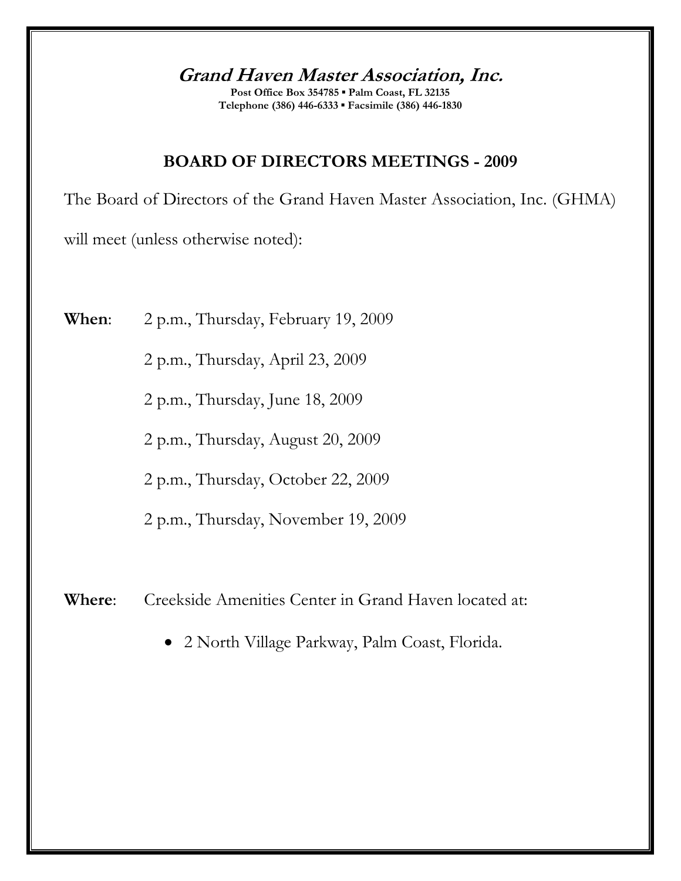## *Grand Haven Master Association, Inc.*

**Post Office Box 354785 ▪ Palm Coast, FL 32135**
**Telephone (386) 446-6333 ▪ Facsimile (386) 446-1830**

### BOARD OF DIRECTORS MEETINGS - 2009

The Board of Directors of the Grand Haven Master Association, Inc. (GHMA) will meet (unless otherwise noted):

**When**: 2 p.m., Thursday, February 19, 2009

2 p.m., Thursday, April 23, 2009

2 p.m., Thursday, June 18, 2009

2 p.m., Thursday, August 20, 2009

2 p.m., Thursday, October 22, 2009

2 p.m., Thursday, November 19, 2009

**Where**: Creekside Amenities Center in Grand Haven located at:

- 2 North Village Parkway, Palm Coast, Florida.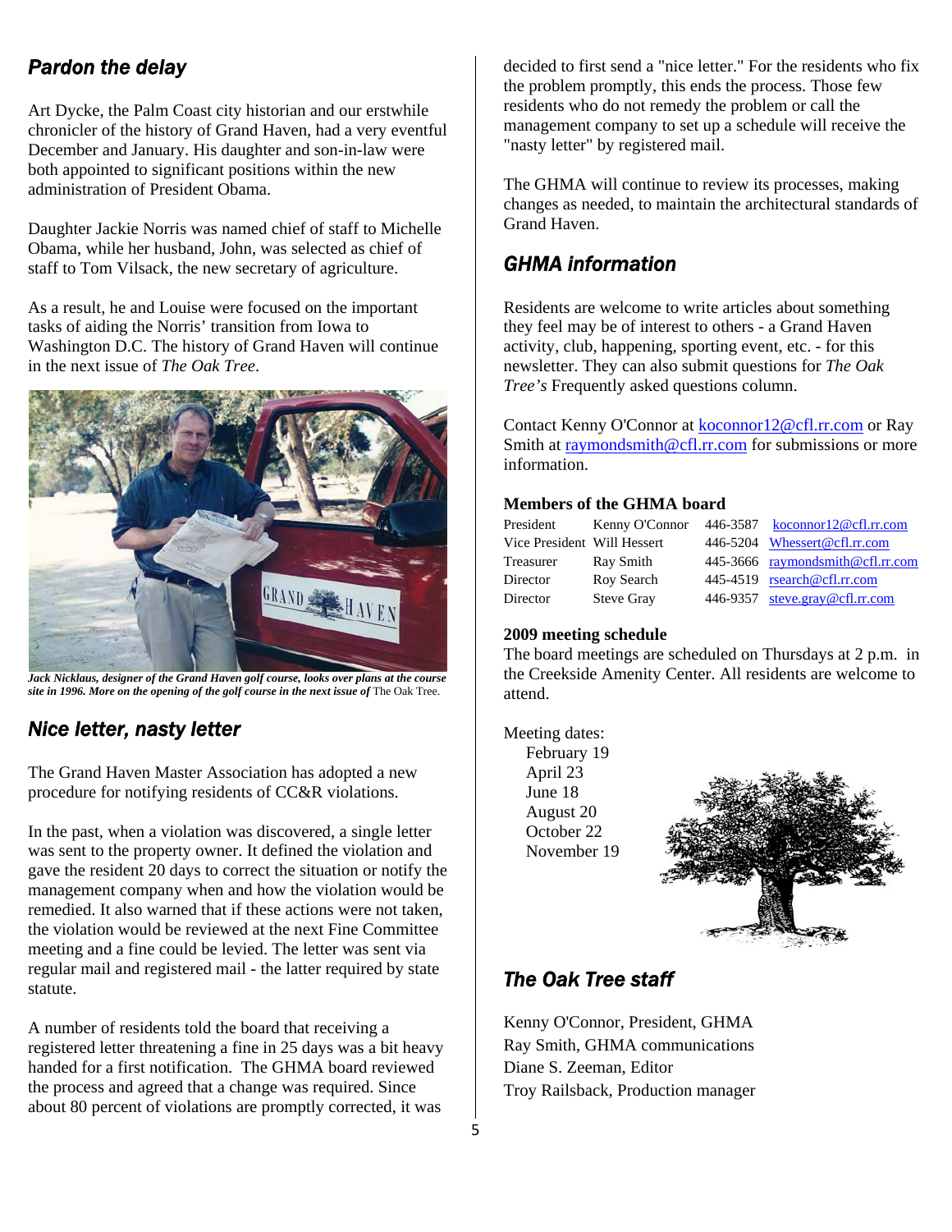## Pardon the delay

Art Dycke, the Palm Coast city historian and our erstwhile chronicler of the history of Grand Haven, had a very eventful December and January. His daughter and son-in-law were both appointed to significant positions within the new administration of President Obama.

Daughter Jackie Norris was named chief of staff to Michelle Obama, while her husband, John, was selected as chief of staff to Tom Vilsack, the new secretary of agriculture.

As a result, he and Louise were focused on the important tasks of aiding the Norris' transition from Iowa to Washington D.C. The history of Grand Haven will continue in the next issue of *The Oak Tree*.

***Jack Nicklaus, designer of the Grand Haven golf course, looks over plans at the course site in 1996. More on the opening of the golf course in the next issue of*** The Oak Tree.

## Nice letter, nasty letter

The Grand Haven Master Association has adopted a new procedure for notifying residents of CC&R violations.

In the past, when a violation was discovered, a single letter was sent to the property owner. It defined the violation and gave the resident 20 days to correct the situation or notify the management company when and how the violation would be remedied. It also warned that if these actions were not taken, the violation would be reviewed at the next Fine Committee meeting and a fine could be levied. The letter was sent via regular mail and registered mail - the latter required by state statute.

A number of residents told the board that receiving a registered letter threatening a fine in 25 days was a bit heavy handed for a first notification. The GHMA board reviewed the process and agreed that a change was required. Since about 80 percent of violations are promptly corrected, it was decided to first send a "nice letter." For the residents who fix the problem promptly, this ends the process. Those few residents who do not remedy the problem or call the management company to set up a schedule will receive the "nasty letter" by registered mail.

The GHMA will continue to review its processes, making changes as needed, to maintain the architectural standards of Grand Haven.

## GHMA information

Residents are welcome to write articles about something they feel may be of interest to others - a Grand Haven activity, club, happening, sporting event, etc. - for this newsletter. They can also submit questions for *The Oak Tree's* Frequently asked questions column.

Contact Kenny O'Connor at koconnor12@cfl.rr.com or Ray Smith at raymondsmith@cfl.rr.com for submissions or more information.

### Members of the GHMA board

| | | | |
|---|---|---|---|
| President | Kenny O'Connor | 446-3587 | koconnor12@cfl.rr.com |
| Vice President | Will Hessert | 446-5204 | Whessert@cfl.rr.com |
| Treasurer | Ray Smith | 445-3666 | raymondsmith@cfl.rr.com |
| Director | Roy Search | 445-4519 | rsearch@cfl.rr.com |
| Director | Steve Gray | 446-9357 | steve.gray@cfl.rr.com |

### 2009 meeting schedule

The board meetings are scheduled on Thursdays at 2 p.m. in the Creekside Amenity Center. All residents are welcome to attend.

Meeting dates:
- February 19
- April 23
- June 18
- August 20
- October 22
- November 19

## The Oak Tree staff

Kenny O'Connor, President, GHMA
Ray Smith, GHMA communications
Diane S. Zeeman, Editor
Troy Railsback, Production manager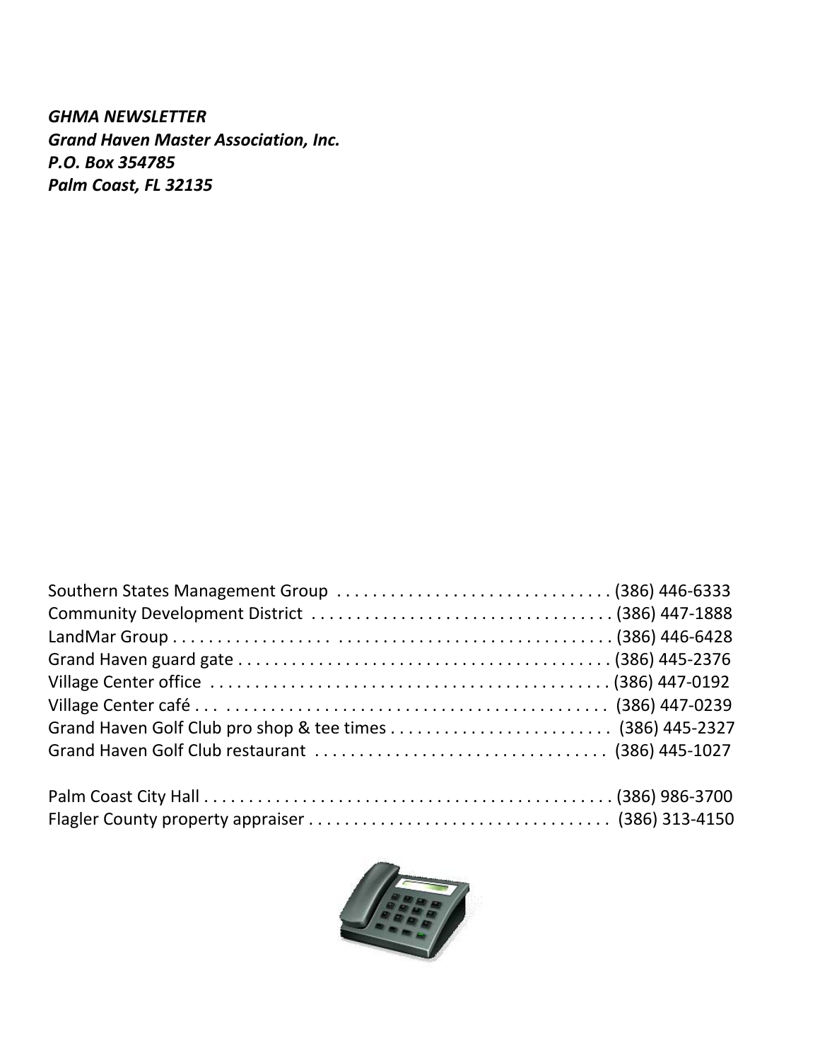***GHMA NEWSLETTER***
***Grand Haven Master Association, Inc.***
***P.O. Box 354785***
***Palm Coast, FL 32135***

Southern States Management Group . . . . . . . . . . . . . . . . . . . . . . . . . . . . . . . (386) 446-6333
Community Development District . . . . . . . . . . . . . . . . . . . . . . . . . . . . . . . . . (386) 447-1888
LandMar Group . . . . . . . . . . . . . . . . . . . . . . . . . . . . . . . . . . . . . . . . . . . . . . . . (386) 446-6428
Grand Haven guard gate . . . . . . . . . . . . . . . . . . . . . . . . . . . . . . . . . . . . . . . . (386) 445-2376
Village Center office . . . . . . . . . . . . . . . . . . . . . . . . . . . . . . . . . . . . . . . . . . . (386) 447-0192
Village Center café . . . . . . . . . . . . . . . . . . . . . . . . . . . . . . . . . . . . . . . . . . . . (386) 447-0239
Grand Haven Golf Club pro shop & tee times . . . . . . . . . . . . . . . . . . . . . . . . . (386) 445-2327
Grand Haven Golf Club restaurant . . . . . . . . . . . . . . . . . . . . . . . . . . . . . . . . (386) 445-1027

Palm Coast City Hall . . . . . . . . . . . . . . . . . . . . . . . . . . . . . . . . . . . . . . . . . . . . (386) 986-3700
Flagler County property appraiser . . . . . . . . . . . . . . . . . . . . . . . . . . . . . . . . . (386) 313-4150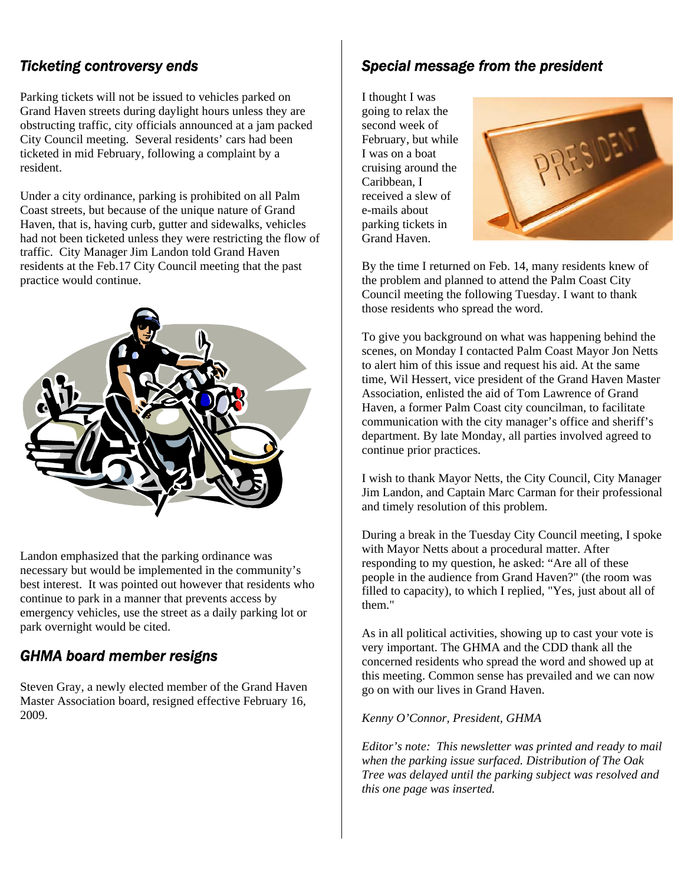## *Ticketing controversy ends*

Parking tickets will not be issued to vehicles parked on Grand Haven streets during daylight hours unless they are obstructing traffic, city officials announced at a jam packed City Council meeting. Several residents' cars had been ticketed in mid February, following a complaint by a resident.

Under a city ordinance, parking is prohibited on all Palm Coast streets, but because of the unique nature of Grand Haven, that is, having curb, gutter and sidewalks, vehicles had not been ticketed unless they were restricting the flow of traffic. City Manager Jim Landon told Grand Haven residents at the Feb.17 City Council meeting that the past practice would continue.

Landon emphasized that the parking ordinance was necessary but would be implemented in the community's best interest. It was pointed out however that residents who continue to park in a manner that prevents access by emergency vehicles, use the street as a daily parking lot or park overnight would be cited.

## *GHMA board member resigns*

Steven Gray, a newly elected member of the Grand Haven Master Association board, resigned effective February 16, 2009.

## *Special message from the president*

I thought I was going to relax the second week of February, but while I was on a boat cruising around the Caribbean, I received a slew of e-mails about parking tickets in Grand Haven.

By the time I returned on Feb. 14, many residents knew of the problem and planned to attend the Palm Coast City Council meeting the following Tuesday. I want to thank those residents who spread the word.

To give you background on what was happening behind the scenes, on Monday I contacted Palm Coast Mayor Jon Netts to alert him of this issue and request his aid. At the same time, Wil Hessert, vice president of the Grand Haven Master Association, enlisted the aid of Tom Lawrence of Grand Haven, a former Palm Coast city councilman, to facilitate communication with the city manager's office and sheriff's department. By late Monday, all parties involved agreed to continue prior practices.

I wish to thank Mayor Netts, the City Council, City Manager Jim Landon, and Captain Marc Carman for their professional and timely resolution of this problem.

During a break in the Tuesday City Council meeting, I spoke with Mayor Netts about a procedural matter. After responding to my question, he asked: "Are all of these people in the audience from Grand Haven?" (the room was filled to capacity), to which I replied, "Yes, just about all of them."

As in all political activities, showing up to cast your vote is very important. The GHMA and the CDD thank all the concerned residents who spread the word and showed up at this meeting. Common sense has prevailed and we can now go on with our lives in Grand Haven.

*Kenny O'Connor, President, GHMA*

*Editor's note: This newsletter was printed and ready to mail when the parking issue surfaced. Distribution of The Oak Tree was delayed until the parking subject was resolved and this one page was inserted.*